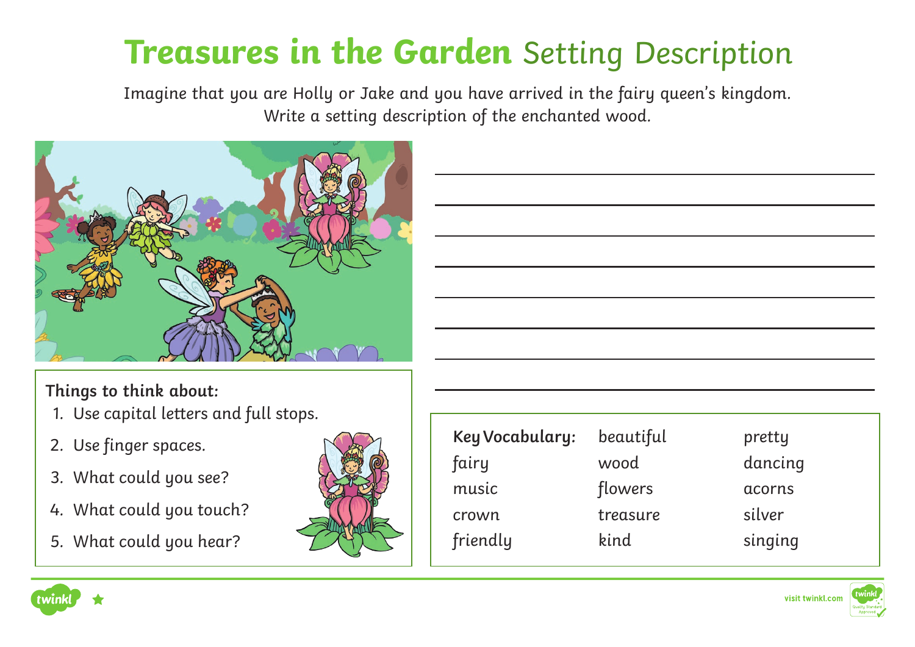# **Treasures in the Garden** Setting Description

Imagine that you are Holly or Jake and you have arrived in the fairy queen's kingdom.
Write a setting description of the enchanted wood.

**Things to think about:**

1. Use capital letters and full stops.
2. Use finger spaces.
3. What could you see?
4. What could you touch?
5. What could you hear?

| **Key Vocabulary:** | beautiful | pretty |
|---|---|---|
| fairy | wood | dancing |
| music | flowers | acorns |
| crown | treasure | silver |
| friendly | kind | singing |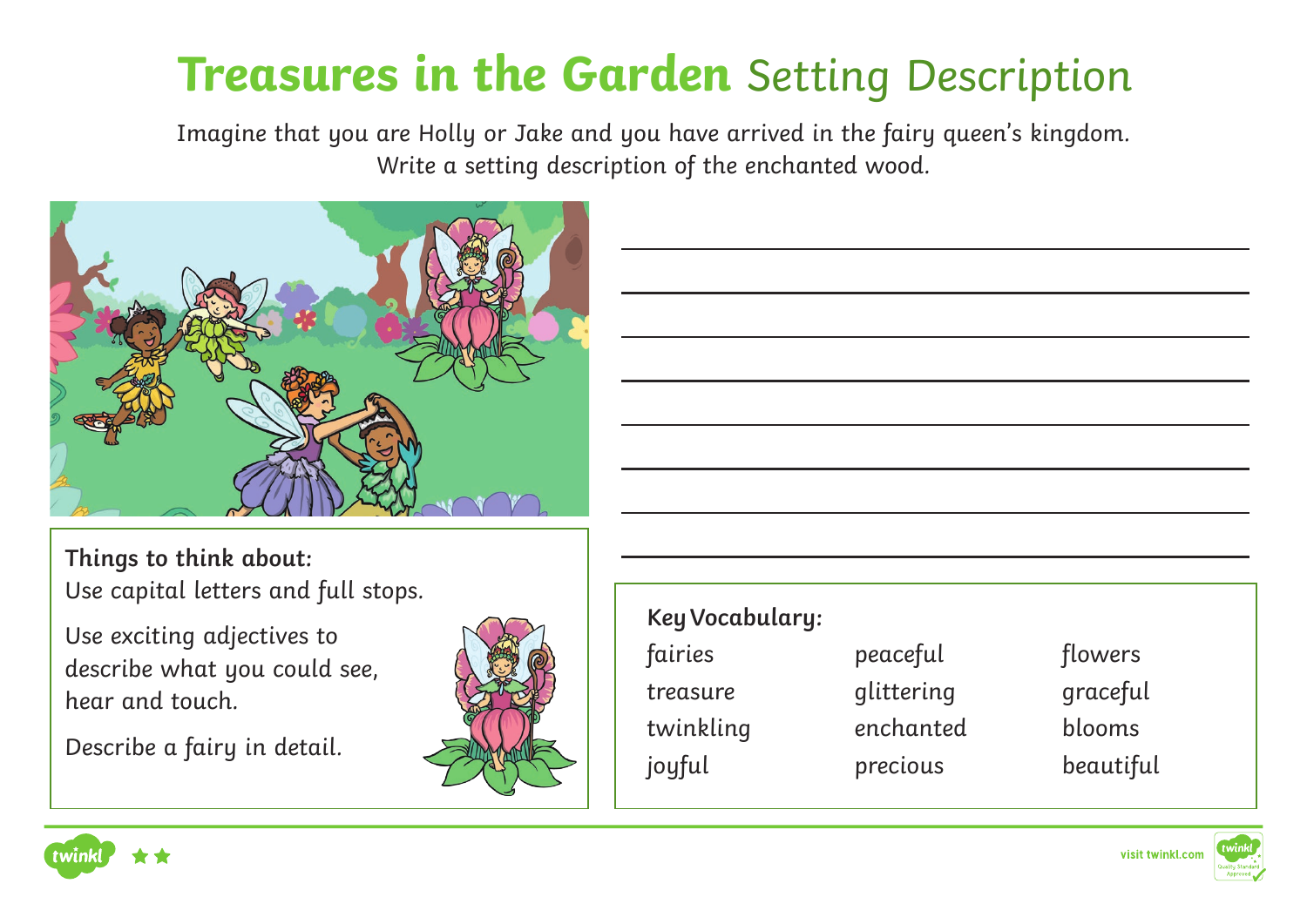# Treasures in the Garden Setting Description

Imagine that you are Holly or Jake and you have arrived in the fairy queen's kingdom. Write a setting description of the enchanted wood.

**Things to think about:**

Use capital letters and full stops.

Use exciting adjectives to describe what you could see, hear and touch.

Describe a fairy in detail.

**Key Vocabulary:**

| | | |
|---|---|---|
| fairies | peaceful | flowers |
| treasure | glittering | graceful |
| twinkling | enchanted | blooms |
| joyful | precious | beautiful |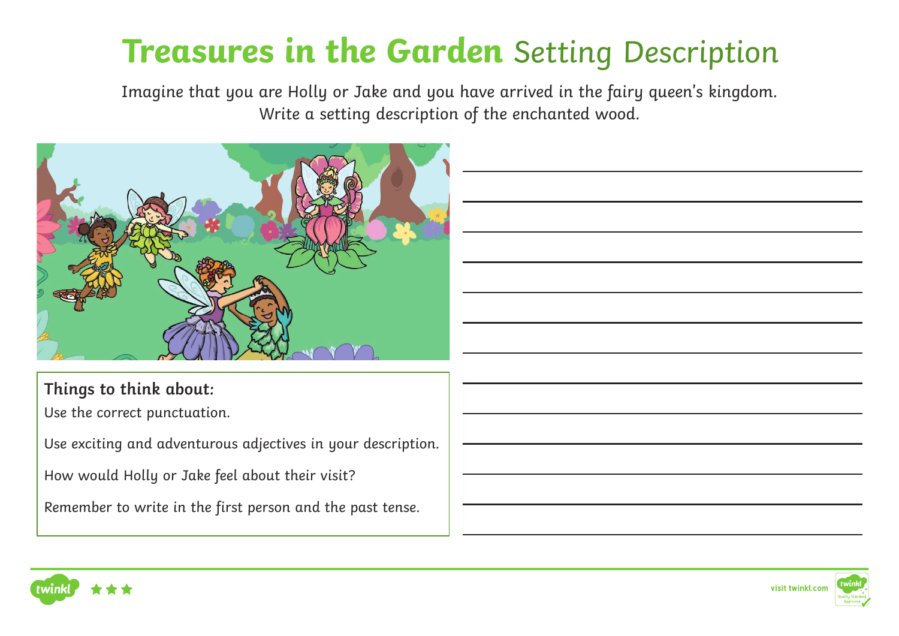# **Treasures in the Garden** Setting Description

Imagine that you are Holly or Jake and you have arrived in the fairy queen's kingdom. Write a setting description of the enchanted wood.

**Things to think about:**

Use the correct punctuation.

Use exciting and adventurous adjectives in your description.

How would Holly or Jake feel about their visit?

Remember to write in the first person and the past tense.